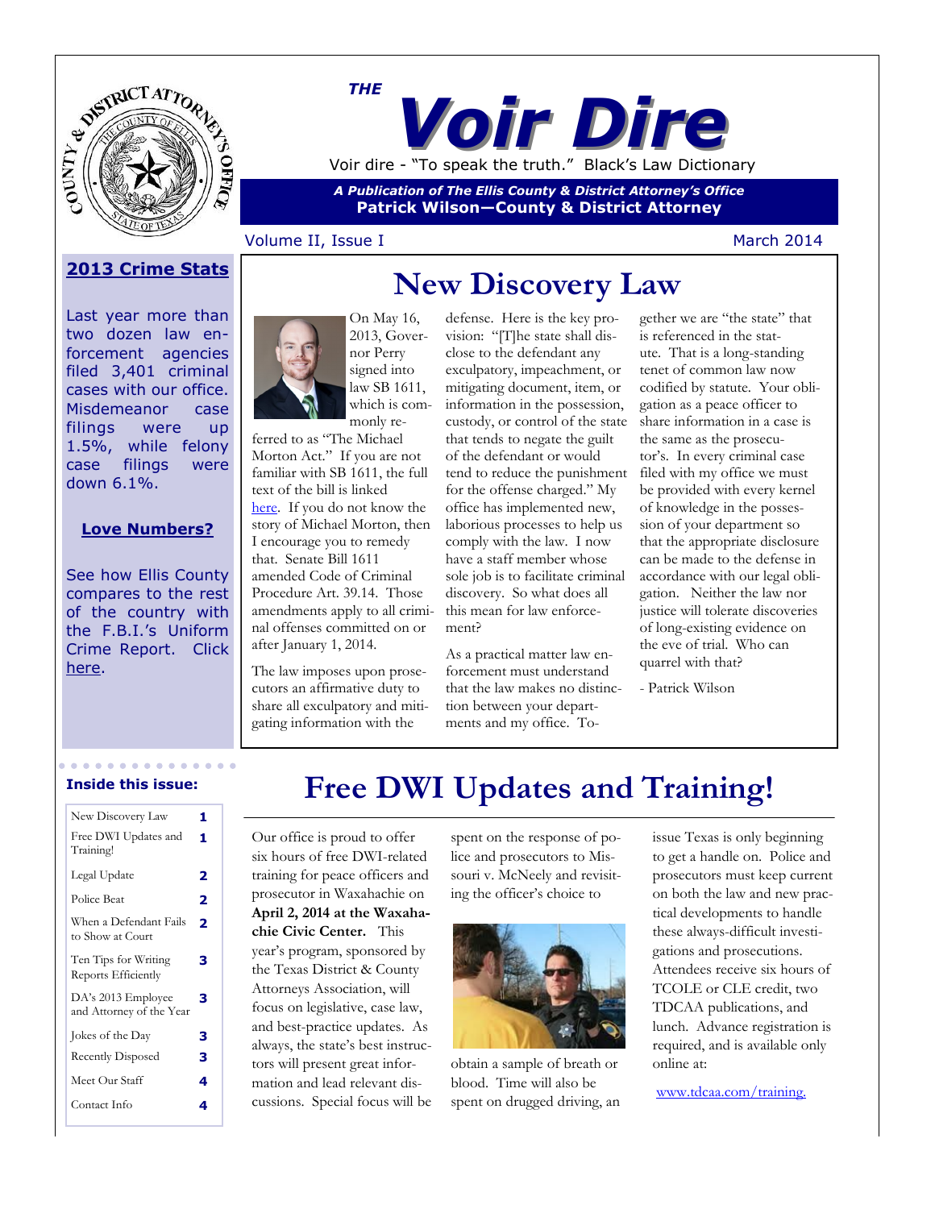# THE Voir Dire

Voir dire - "To speak the truth." Black's Law Dictionary

*A Publication of The Ellis County & District Attorney's Office*

**Patrick Wilson—County & District Attorney**

Volume II, Issue I — March 2014

## 2013 Crime Stats

Last year more than two dozen law enforcement agencies filed 3,401 criminal cases with our office. Misdemeanor case filings were up 1.5%, while felony case filings were down 6.1%.

## Love Numbers?

See how Ellis County compares to the rest of the country with the F.B.I.'s Uniform Crime Report. Click here.

## New Discovery Law

On May 16, 2013, Governor Perry signed into law SB 1611, which is commonly referred to as "The Michael Morton Act." If you are not familiar with SB 1611, the full text of the bill is linked here. If you do not know the story of Michael Morton, then I encourage you to remedy that. Senate Bill 1611 amended Code of Criminal Procedure Art. 39.14. Those amendments apply to all criminal offenses committed on or after January 1, 2014.

The law imposes upon prosecutors an affirmative duty to share all exculpatory and mitigating information with the defense. Here is the key provision: "[T]he state shall disclose to the defendant any exculpatory, impeachment, or mitigating document, item, or information in the possession, custody, or control of the state that tends to negate the guilt of the defendant or would tend to reduce the punishment for the offense charged." My office has implemented new, laborious processes to help us comply with the law. I now have a staff member whose sole job is to facilitate criminal discovery. So what does all this mean for law enforcement?

As a practical matter law enforcement must understand that the law makes no distinction between your departments and my office. Together we are "the state" that is referenced in the statute. That is a long-standing tenet of common law now codified by statute. Your obligation as a peace officer to share information in a case is the same as the prosecutor's. In every criminal case filed with my office we must be provided with every kernel of knowledge in the possession of your department so that the appropriate disclosure can be made to the defense in accordance with our legal obligation. Neither the law nor justice will tolerate discoveries of long-existing evidence on the eve of trial. Who can quarrel with that?

- Patrick Wilson

**Inside this issue:**

| | |
|---|---|
| New Discovery Law | 1 |
| Free DWI Updates and Training! | 1 |
| Legal Update | 2 |
| Police Beat | 2 |
| When a Defendant Fails to Show at Court | 2 |
| Ten Tips for Writing Reports Efficiently | 3 |
| DA's 2013 Employee and Attorney of the Year | 3 |
| Jokes of the Day | 3 |
| Recently Disposed | 3 |
| Meet Our Staff | 4 |
| Contact Info | 4 |

## Free DWI Updates and Training!

Our office is proud to offer six hours of free DWI-related training for peace officers and prosecutor in Waxahachie on **April 2, 2014 at the Waxahachie Civic Center.** This year's program, sponsored by the Texas District & County Attorneys Association, will focus on legislative, case law, and best-practice updates. As always, the state's best instructors will present great information and lead relevant discussions. Special focus will be spent on the response of police and prosecutors to Missouri v. McNeely and revisiting the officer's choice to obtain a sample of breath or blood. Time will also be spent on drugged driving, an issue Texas is only beginning to get a handle on. Police and prosecutors must keep current on both the law and new practical developments to handle these always-difficult investigations and prosecutions. Attendees receive six hours of TCOLE or CLE credit, two TDCAA publications, and lunch. Advance registration is required, and is available only online at:

www.tdcaa.com/training.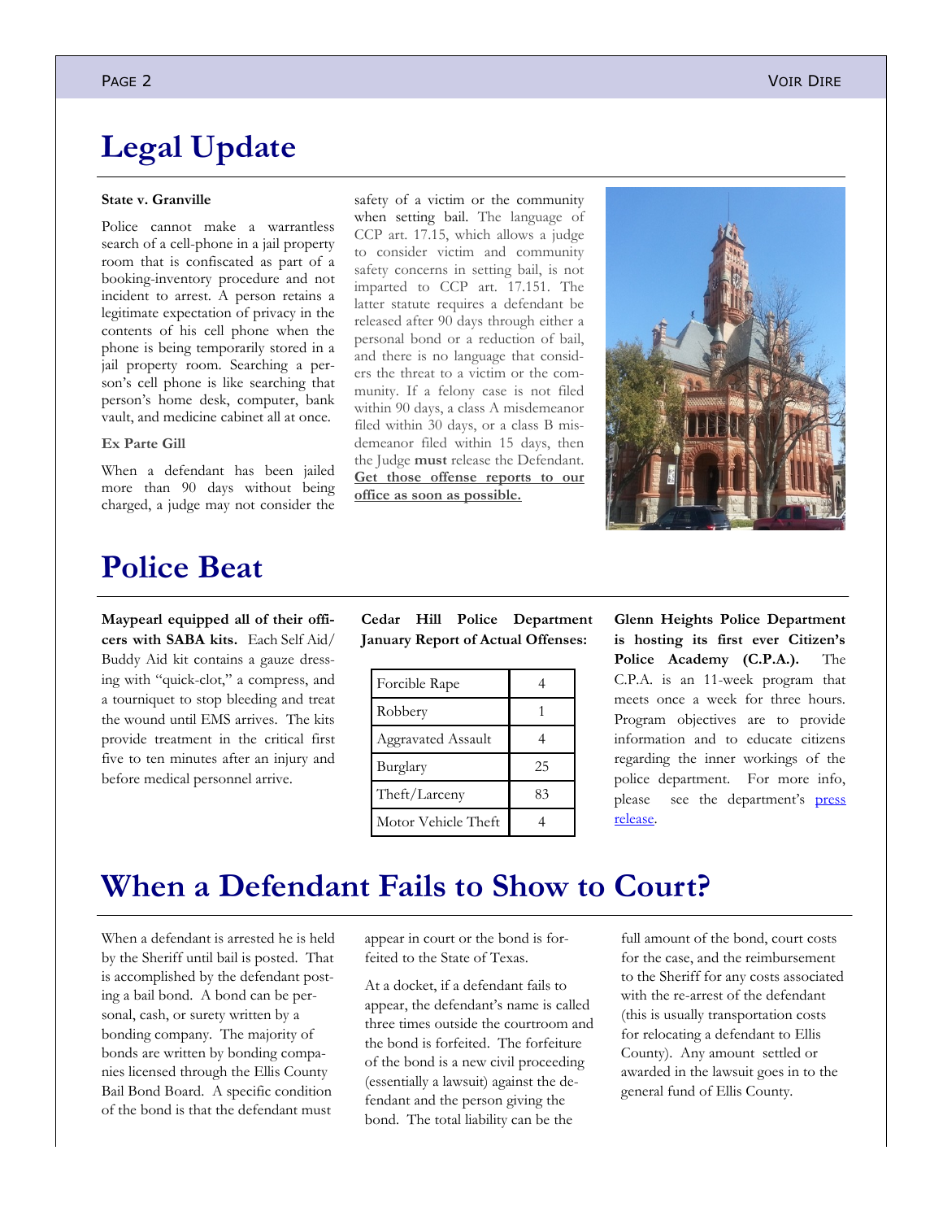# Legal Update

**State v. Granville**

Police cannot make a warrantless search of a cell-phone in a jail property room that is confiscated as part of a booking-inventory procedure and not incident to arrest. A person retains a legitimate expectation of privacy in the contents of his cell phone when the phone is being temporarily stored in a jail property room. Searching a person's cell phone is like searching that person's home desk, computer, bank vault, and medicine cabinet all at once.

**Ex Parte Gill**

When a defendant has been jailed more than 90 days without being charged, a judge may not consider the safety of a victim or the community when setting bail. The language of CCP art. 17.15, which allows a judge to consider victim and community safety concerns in setting bail, is not imparted to CCP art. 17.151. The latter statute requires a defendant be released after 90 days through either a personal bond or a reduction of bail, and there is no language that considers the threat to a victim or the community. If a felony case is not filed within 90 days, a class A misdemeanor filed within 30 days, or a class B misdemeanor filed within 15 days, then the Judge **must** release the Defendant. **Get those offense reports to our office as soon as possible.**

# Police Beat

**Maypearl equipped all of their officers with SABA kits.** Each Self Aid/ Buddy Aid kit contains a gauze dressing with "quick-clot," a compress, and a tourniquet to stop bleeding and treat the wound until EMS arrives. The kits provide treatment in the critical first five to ten minutes after an injury and before medical personnel arrive.

**Cedar Hill Police Department January Report of Actual Offenses:**

| Offense | Count |
|---|---|
| Forcible Rape | 4 |
| Robbery | 1 |
| Aggravated Assault | 4 |
| Burglary | 25 |
| Theft/Larceny | 83 |
| Motor Vehicle Theft | 4 |

**Glenn Heights Police Department is hosting its first ever Citizen's Police Academy (C.P.A.).** The C.P.A. is an 11-week program that meets once a week for three hours. Program objectives are to provide information and to educate citizens regarding the inner workings of the police department. For more info, please see the department's press release.

# When a Defendant Fails to Show to Court?

When a defendant is arrested he is held by the Sheriff until bail is posted. That is accomplished by the defendant posting a bail bond. A bond can be personal, cash, or surety written by a bonding company. The majority of bonds are written by bonding companies licensed through the Ellis County Bail Bond Board. A specific condition of the bond is that the defendant must appear in court or the bond is forfeited to the State of Texas.

At a docket, if a defendant fails to appear, the defendant's name is called three times outside the courtroom and the bond is forfeited. The forfeiture of the bond is a new civil proceeding (essentially a lawsuit) against the defendant and the person giving the bond. The total liability can be the full amount of the bond, court costs for the case, and the reimbursement to the Sheriff for any costs associated with the re-arrest of the defendant (this is usually transportation costs for relocating a defendant to Ellis County). Any amount settled or awarded in the lawsuit goes in to the general fund of Ellis County.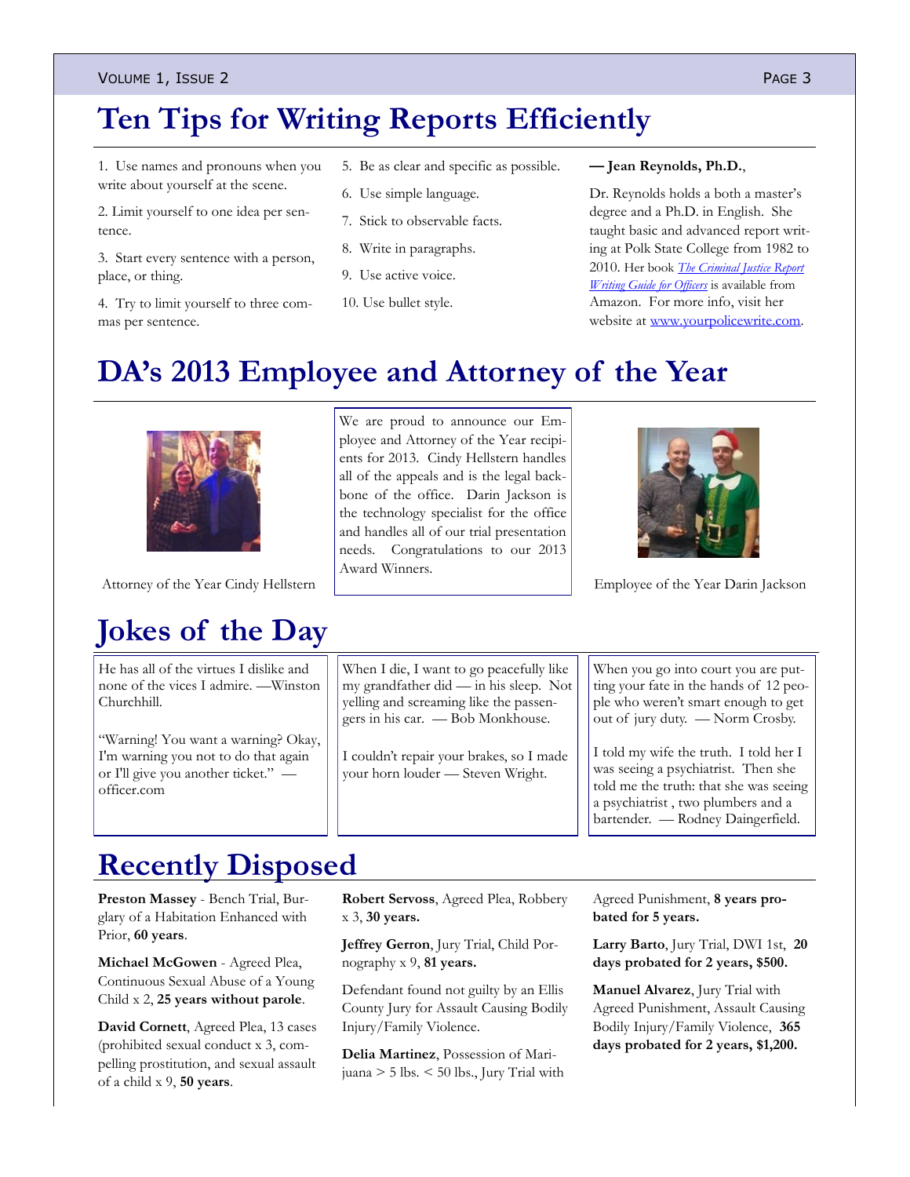# Ten Tips for Writing Reports Efficiently

1. Use names and pronouns when you write about yourself at the scene.
2. Limit yourself to one idea per sentence.
3. Start every sentence with a person, place, or thing.
4. Try to limit yourself to three commas per sentence.
5. Be as clear and specific as possible.
6. Use simple language.
7. Stick to observable facts.
8. Write in paragraphs.
9. Use active voice.
10. Use bullet style.

**— Jean Reynolds, Ph.D.**,

Dr. Reynolds holds a both a master's degree and a Ph.D. in English. She taught basic and advanced report writing at Polk State College from 1982 to 2010. Her book *The Criminal Justice Report Writing Guide for Officers* is available from Amazon. For more info, visit her website at www.yourpolicewrite.com.

# DA's 2013 Employee and Attorney of the Year

We are proud to announce our Employee and Attorney of the Year recipients for 2013. Cindy Hellstern handles all of the appeals and is the legal backbone of the office. Darin Jackson is the technology specialist for the office and handles all of our trial presentation needs. Congratulations to our 2013 Award Winners.

Attorney of the Year Cindy Hellstern

Employee of the Year Darin Jackson

# Jokes of the Day

He has all of the virtues I dislike and none of the vices I admire. —Winston Churchhill.

"Warning! You want a warning? Okay, I'm warning you not to do that again or I'll give you another ticket." —officer.com

When I die, I want to go peacefully like my grandfather did — in his sleep. Not yelling and screaming like the passengers in his car. — Bob Monkhouse.

I couldn't repair your brakes, so I made your horn louder — Steven Wright.

When you go into court you are putting your fate in the hands of 12 people who weren't smart enough to get out of jury duty. — Norm Crosby.

I told my wife the truth. I told her I was seeing a psychiatrist. Then she told me the truth: that she was seeing a psychiatrist , two plumbers and a bartender. — Rodney Daingerfield.

# Recently Disposed

**Preston Massey** - Bench Trial, Burglary of a Habitation Enhanced with Prior, **60 years**.

**Michael McGowen** - Agreed Plea, Continuous Sexual Abuse of a Young Child x 2, **25 years without parole**.

**David Cornett**, Agreed Plea, 13 cases (prohibited sexual conduct x 3, compelling prostitution, and sexual assault of a child x 9, **50 years**.

**Robert Servoss**, Agreed Plea, Robbery x 3, **30 years.**

**Jeffrey Gerron**, Jury Trial, Child Pornography x 9, **81 years.**

Defendant found not guilty by an Ellis County Jury for Assault Causing Bodily Injury/Family Violence.

**Delia Martinez**, Possession of Marijuana > 5 lbs. < 50 lbs., Jury Trial with Agreed Punishment, **8 years probated for 5 years.**

**Larry Barto**, Jury Trial, DWI 1st, **20 days probated for 2 years, $500.**

**Manuel Alvarez**, Jury Trial with Agreed Punishment, Assault Causing Bodily Injury/Family Violence, **365 days probated for 2 years, $1,200.**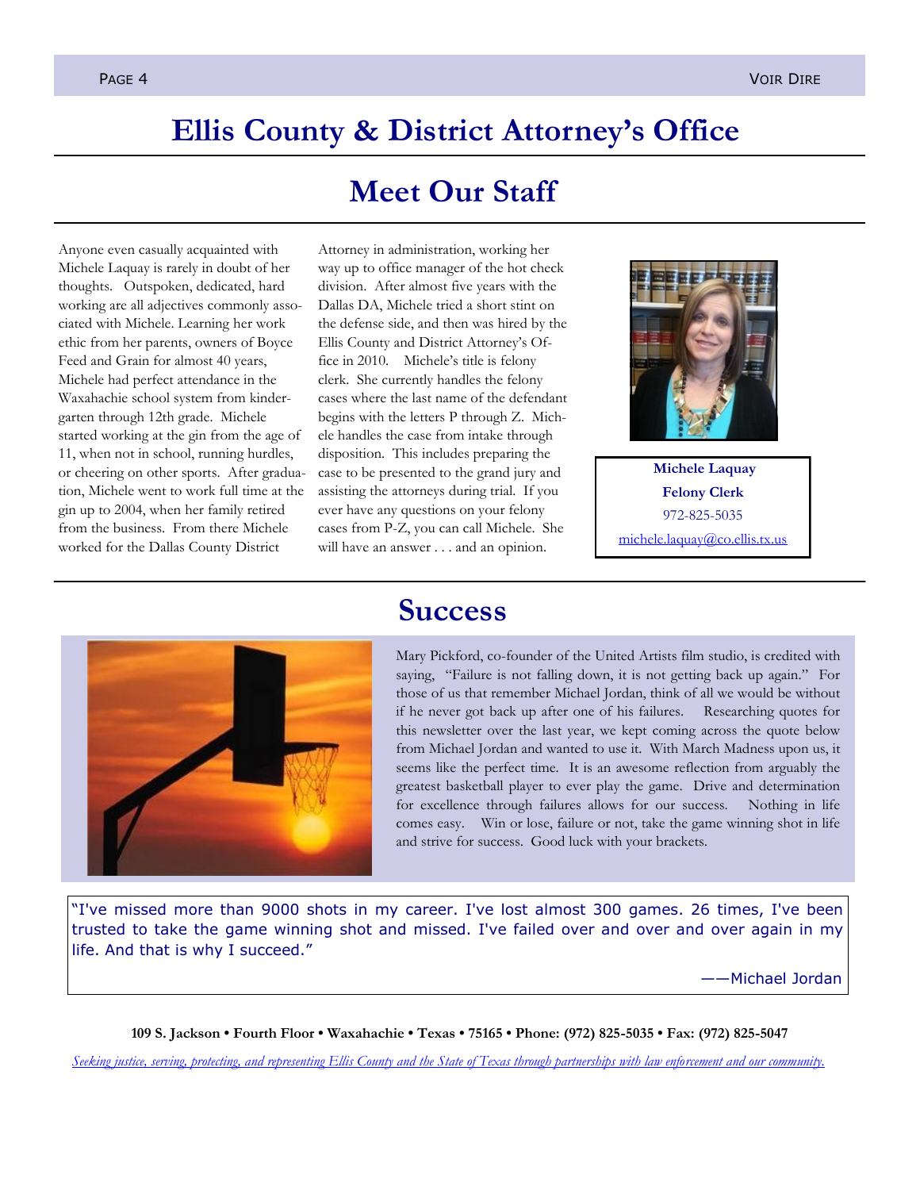# Ellis County & District Attorney's Office

## Meet Our Staff

Anyone even casually acquainted with Michele Laquay is rarely in doubt of her thoughts. Outspoken, dedicated, hard working are all adjectives commonly associated with Michele. Learning her work ethic from her parents, owners of Boyce Feed and Grain for almost 40 years, Michele had perfect attendance in the Waxahachie school system from kindergarten through 12th grade. Michele started working at the gin from the age of 11, when not in school, running hurdles, or cheering on other sports. After graduation, Michele went to work full time at the gin up to 2004, when her family retired from the business. From there Michele worked for the Dallas County District Attorney in administration, working her way up to office manager of the hot check division. After almost five years with the Dallas DA, Michele tried a short stint on the defense side, and then was hired by the Ellis County and District Attorney's Office in 2010. Michele's title is felony clerk. She currently handles the felony cases where the last name of the defendant begins with the letters P through Z. Michele handles the case from intake through disposition. This includes preparing the case to be presented to the grand jury and assisting the attorneys during trial. If you ever have any questions on your felony cases from P-Z, you can call Michele. She will have an answer . . . and an opinion.

**Michele Laquay**
**Felony Clerk**
972-825-5035
michele.laquay@co.ellis.tx.us

## Success

Mary Pickford, co-founder of the United Artists film studio, is credited with saying, "Failure is not falling down, it is not getting back up again." For those of us that remember Michael Jordan, think of all we would be without if he never got back up after one of his failures. Researching quotes for this newsletter over the last year, we kept coming across the quote below from Michael Jordan and wanted to use it. With March Madness upon us, it seems like the perfect time. It is an awesome reflection from arguably the greatest basketball player to ever play the game. Drive and determination for excellence through failures allows for our success. Nothing in life comes easy. Win or lose, failure or not, take the game winning shot in life and strive for success. Good luck with your brackets.

> "I've missed more than 9000 shots in my career. I've lost almost 300 games. 26 times, I've been trusted to take the game winning shot and missed. I've failed over and over and over again in my life. And that is why I succeed."
>
> ——Michael Jordan

**109 S. Jackson • Fourth Floor • Waxahachie • Texas • 75165 • Phone: (972) 825-5035 • Fax: (972) 825-5047**

*Seeking justice, serving, protecting, and representing Ellis County and the State of Texas through partnerships with law enforcement and our community.*